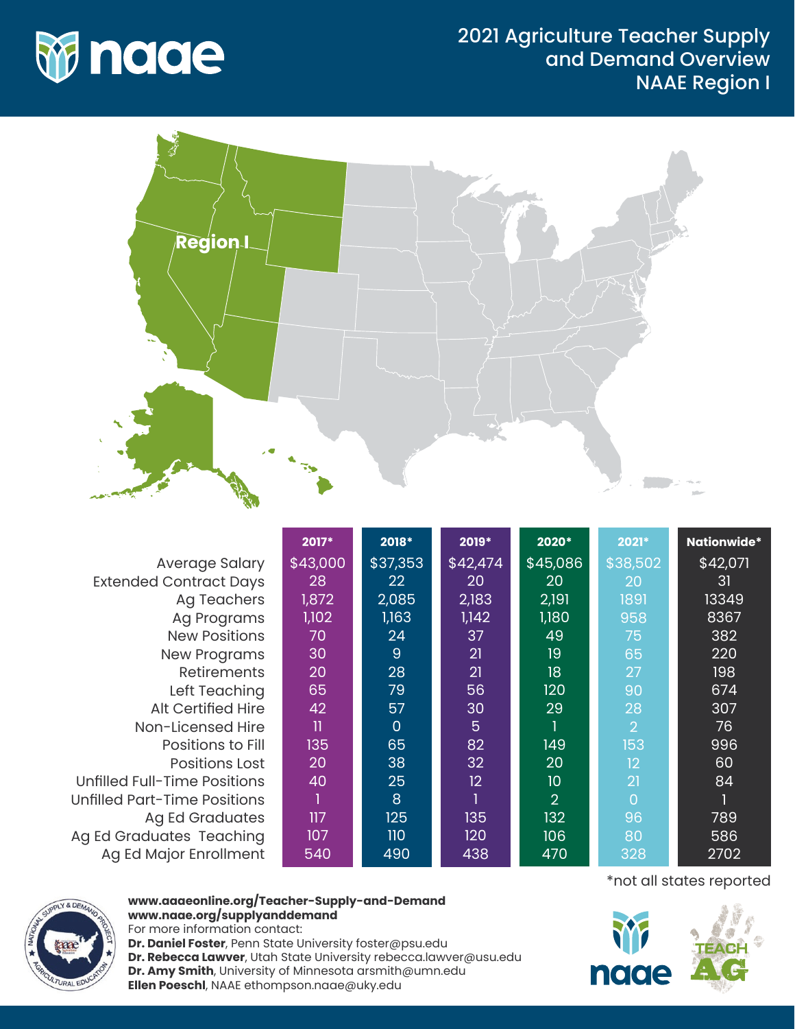# 2021 Agriculture Teacher Supply and Demand Overview NAAE Region I

Region I

| | 2017* | 2018* | 2019* | 2020* | 2021* | Nationwide* |
|---|---|---|---|---|---|---|
| Average Salary | $43,000 | $37,353 | $42,474 | $45,086 | $38,502 | $42,071 |
| Extended Contract Days | 28 | 22 | 20 | 20 | 20 | 31 |
| Ag Teachers | 1,872 | 2,085 | 2,183 | 2,191 | 1891 | 13349 |
| Ag Programs | 1,102 | 1,163 | 1,142 | 1,180 | 958 | 8367 |
| New Positions | 70 | 24 | 37 | 49 | 75 | 382 |
| New Programs | 30 | 9 | 21 | 19 | 65 | 220 |
| Retirements | 20 | 28 | 21 | 18 | 27 | 198 |
| Left Teaching | 65 | 79 | 56 | 120 | 90 | 674 |
| Alt Certified Hire | 42 | 57 | 30 | 29 | 28 | 307 |
| Non-Licensed Hire | 11 | 0 | 5 | 1 | 2 | 76 |
| Positions to Fill | 135 | 65 | 82 | 149 | 153 | 996 |
| Positions Lost | 20 | 38 | 32 | 20 | 12 | 60 |
| Unfilled Full-Time Positions | 40 | 25 | 12 | 10 | 21 | 84 |
| Unfilled Part-Time Positions | 1 | 8 | 1 | 2 | 0 | 1 |
| Ag Ed Graduates | 117 | 125 | 135 | 132 | 96 | 789 |
| Ag Ed Graduates Teaching | 107 | 110 | 120 | 106 | 80 | 586 |
| Ag Ed Major Enrollment | 540 | 490 | 438 | 470 | 328 | 2702 |

*not all states reported

**www.aaaeonline.org/Teacher-Supply-and-Demand**
**www.naae.org/supplyanddemand**
For more information contact:
**Dr. Daniel Foster**, Penn State University foster@psu.edu
**Dr. Rebecca Lawver**, Utah State University rebecca.lawver@usu.edu
**Dr. Amy Smith**, University of Minnesota arsmith@umn.edu
**Ellen Poeschl**, NAAE ethompson.naae@uky.edu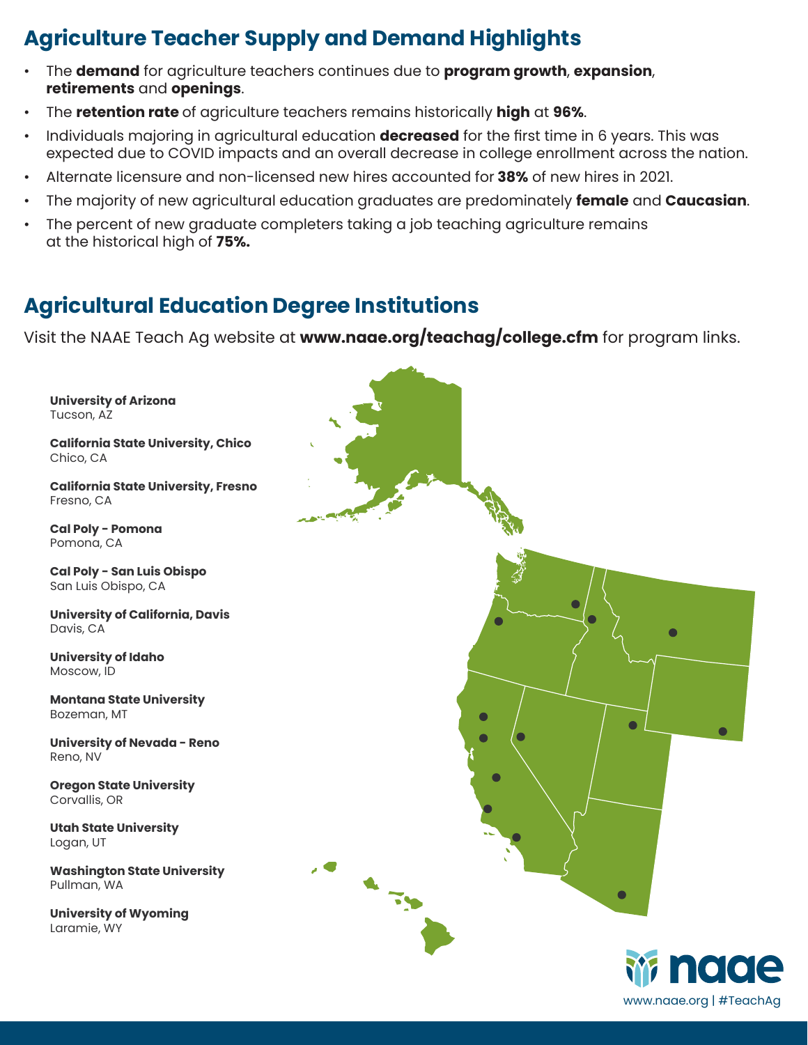## Agriculture Teacher Supply and Demand Highlights

- The **demand** for agriculture teachers continues due to **program growth**, **expansion**, **retirements** and **openings**.
- The **retention rate** of agriculture teachers remains historically **high** at **96%**.
- Individuals majoring in agricultural education **decreased** for the first time in 6 years. This was expected due to COVID impacts and an overall decrease in college enrollment across the nation.
- Alternate licensure and non-licensed new hires accounted for **38%** of new hires in 2021.
- The majority of new agricultural education graduates are predominately **female** and **Caucasian**.
- The percent of new graduate completers taking a job teaching agriculture remains at the historical high of **75%.**

## Agricultural Education Degree Institutions

Visit the NAAE Teach Ag website at **www.naae.org/teachag/college.cfm** for program links.

**University of Arizona**
Tucson, AZ

**California State University, Chico**
Chico, CA

**California State University, Fresno**
Fresno, CA

**Cal Poly - Pomona**
Pomona, CA

**Cal Poly - San Luis Obispo**
San Luis Obispo, CA

**University of California, Davis**
Davis, CA

**University of Idaho**
Moscow, ID

**Montana State University**
Bozeman, MT

**University of Nevada - Reno**
Reno, NV

**Oregon State University**
Corvallis, OR

**Utah State University**
Logan, UT

**Washington State University**
Pullman, WA

**University of Wyoming**
Laramie, WY

naae
www.naae.org | #TeachAg